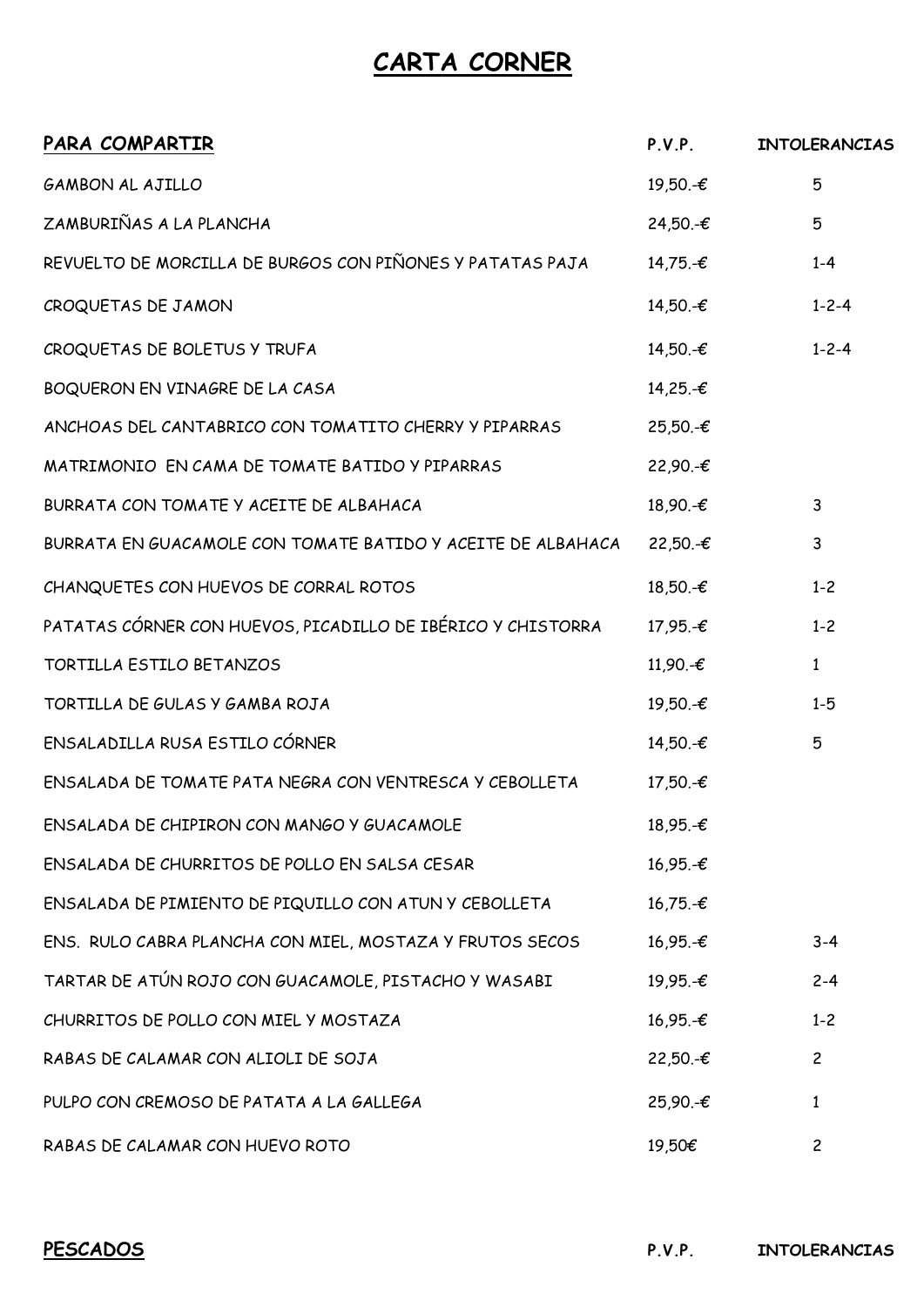# CARTA CORNER

| PARA COMPARTIR | P.V.P. | INTOLERANCIAS |
|---|---|---|
| GAMBON AL AJILLO | 19,50.-€ | 5 |
| ZAMBURIÑAS A LA PLANCHA | 24,50.-€ | 5 |
| REVUELTO DE MORCILLA DE BURGOS CON PIÑONES Y PATATAS PAJA | 14,75.-€ | 1-4 |
| CROQUETAS DE JAMON | 14,50.-€ | 1-2-4 |
| CROQUETAS DE BOLETUS Y TRUFA | 14,50.-€ | 1-2-4 |
| BOQUERON EN VINAGRE DE LA CASA | 14,25.-€ | |
| ANCHOAS DEL CANTABRICO CON TOMATITO CHERRY Y PIPARRAS | 25,50.-€ | |
| MATRIMONIO EN CAMA DE TOMATE BATIDO Y PIPARRAS | 22,90.-€ | |
| BURRATA CON TOMATE Y ACEITE DE ALBAHACA | 18,90.-€ | 3 |
| BURRATA EN GUACAMOLE CON TOMATE BATIDO Y ACEITE DE ALBAHACA | 22,50.-€ | 3 |
| CHANQUETES CON HUEVOS DE CORRAL ROTOS | 18,50.-€ | 1-2 |
| PATATAS CÓRNER CON HUEVOS, PICADILLO DE IBÉRICO Y CHISTORRA | 17,95.-€ | 1-2 |
| TORTILLA ESTILO BETANZOS | 11,90.-€ | 1 |
| TORTILLA DE GULAS Y GAMBA ROJA | 19,50.-€ | 1-5 |
| ENSALADILLA RUSA ESTILO CÓRNER | 14,50.-€ | 5 |
| ENSALADA DE TOMATE PATA NEGRA CON VENTRESCA Y CEBOLLETA | 17,50.-€ | |
| ENSALADA DE CHIPIRON CON MANGO Y GUACAMOLE | 18,95.-€ | |
| ENSALADA DE CHURRITOS DE POLLO EN SALSA CESAR | 16,95.-€ | |
| ENSALADA DE PIMIENTO DE PIQUILLO CON ATUN Y CEBOLLETA | 16,75.-€ | |
| ENS. RULO CABRA PLANCHA CON MIEL, MOSTAZA Y FRUTOS SECOS | 16,95.-€ | 3-4 |
| TARTAR DE ATÚN ROJO CON GUACAMOLE, PISTACHO Y WASABI | 19,95.-€ | 2-4 |
| CHURRITOS DE POLLO CON MIEL Y MOSTAZA | 16,95.-€ | 1-2 |
| RABAS DE CALAMAR CON ALIOLI DE SOJA | 22,50.-€ | 2 |
| PULPO CON CREMOSO DE PATATA A LA GALLEGA | 25,90.-€ | 1 |
| RABAS DE CALAMAR CON HUEVO ROTO | 19,50€ | 2 |

| PESCADOS | P.V.P. | INTOLERANCIAS |
|---|---|---|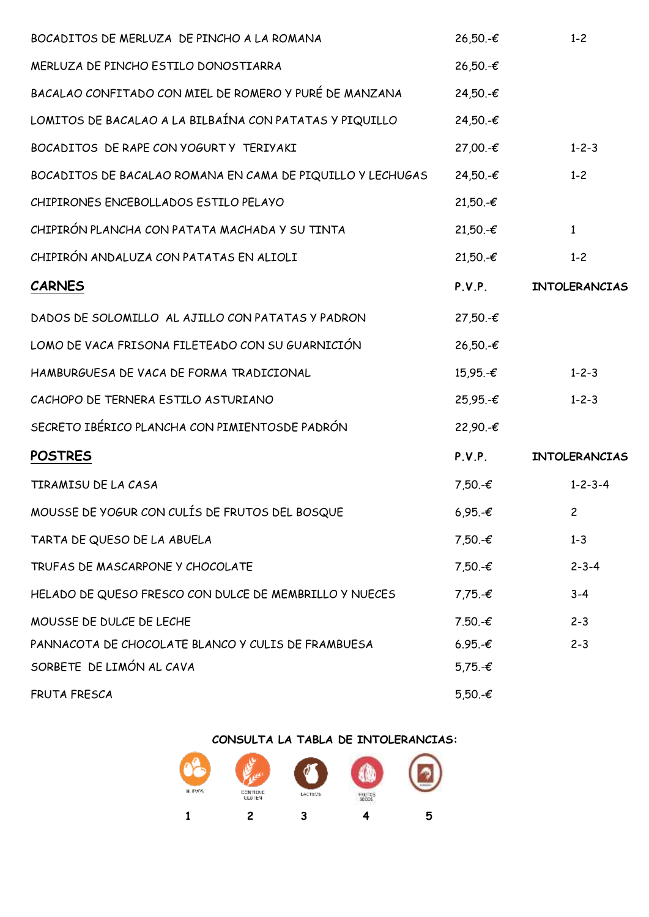| | | |
|---|---|---|
| BOCADITOS DE MERLUZA DE PINCHO A LA ROMANA | 26,50.-€ | 1-2 |
| MERLUZA DE PINCHO ESTILO DONOSTIARRA | 26,50.-€ | |
| BACALAO CONFITADO CON MIEL DE ROMERO Y PURÉ DE MANZANA | 24,50.-€ | |
| LOMITOS DE BACALAO A LA BILBAÍNA CON PATATAS Y PIQUILLO | 24,50.-€ | |
| BOCADITOS DE RAPE CON YOGURT Y TERIYAKI | 27,00.-€ | 1-2-3 |
| BOCADITOS DE BACALAO ROMANA EN CAMA DE PIQUILLO Y LECHUGAS | 24,50.-€ | 1-2 |
| CHIPIRONES ENCEBOLLADOS ESTILO PELAYO | 21,50.-€ | |
| CHIPIRÓN PLANCHA CON PATATA MACHADA Y SU TINTA | 21,50.-€ | 1 |
| CHIPIRÓN ANDALUZA CON PATATAS EN ALIOLI | 21,50.-€ | 1-2 |

| **CARNES** | **P.V.P.** | **INTOLERANCIAS** |
|---|---|---|
| DADOS DE SOLOMILLO AL AJILLO CON PATATAS Y PADRON | 27,50.-€ | |
| LOMO DE VACA FRISONA FILETEADO CON SU GUARNICIÓN | 26,50.-€ | |
| HAMBURGUESA DE VACA DE FORMA TRADICIONAL | 15,95.-€ | 1-2-3 |
| CACHOPO DE TERNERA ESTILO ASTURIANO | 25,95.-€ | 1-2-3 |
| SECRETO IBÉRICO PLANCHA CON PIMIENTOSDE PADRÓN | 22,90.-€ | |

| **POSTRES** | **P.V.P.** | **INTOLERANCIAS** |
|---|---|---|
| TIRAMISU DE LA CASA | 7,50.-€ | 1-2-3-4 |
| MOUSSE DE YOGUR CON CULÍS DE FRUTOS DEL BOSQUE | 6,95.-€ | 2 |
| TARTA DE QUESO DE LA ABUELA | 7,50.-€ | 1-3 |
| TRUFAS DE MASCARPONE Y CHOCOLATE | 7,50.-€ | 2-3-4 |
| HELADO DE QUESO FRESCO CON DULCE DE MEMBRILLO Y NUECES | 7,75.-€ | 3-4 |
| MOUSSE DE DULCE DE LECHE | 7.50.-€ | 2-3 |
| PANNACOTA DE CHOCOLATE BLANCO Y CULIS DE FRAMBUESA | 6.95.-€ | 2-3 |
| SORBETE DE LIMÓN AL CAVA | 5,75.-€ | |
| FRUTA FRESCA | 5,50.-€ | |

**CONSULTA LA TABLA DE INTOLERANCIAS:**

| | | | | |
|---|---|---|---|---|
| HUEVOS | CONTIENE GLUTEN | LÁCTEOS | FRUTOS SECOS | |
| 1 | 2 | 3 | 4 | 5 |